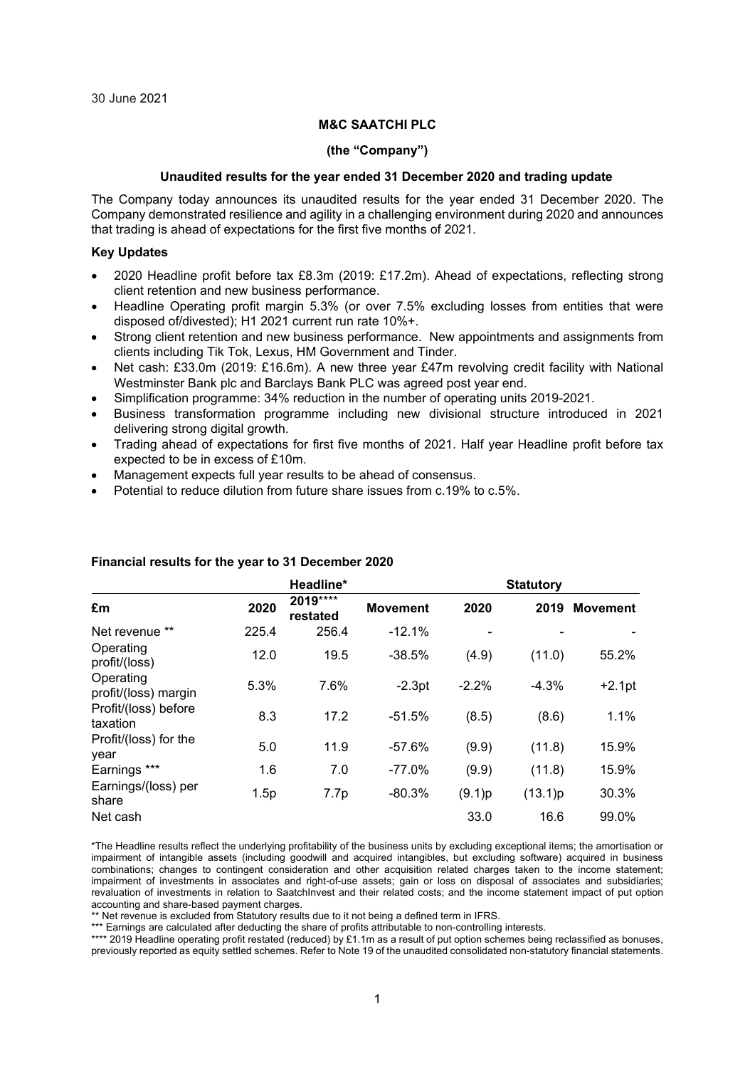30 June 2021

**M&C SAATCHI PLC**

**(the "Company")**

**Unaudited results for the year ended 31 December 2020 and trading update**

The Company today announces its unaudited results for the year ended 31 December 2020. The Company demonstrated resilience and agility in a challenging environment during 2020 and announces that trading is ahead of expectations for the first five months of 2021.

**Key Updates**

- 2020 Headline profit before tax £8.3m (2019: £17.2m). Ahead of expectations, reflecting strong client retention and new business performance.
- Headline Operating profit margin 5.3% (or over 7.5% excluding losses from entities that were disposed of/divested); H1 2021 current run rate 10%+.
- Strong client retention and new business performance. New appointments and assignments from clients including Tik Tok, Lexus, HM Government and Tinder.
- Net cash: £33.0m (2019: £16.6m). A new three year £47m revolving credit facility with National Westminster Bank plc and Barclays Bank PLC was agreed post year end.
- Simplification programme: 34% reduction in the number of operating units 2019-2021.
- Business transformation programme including new divisional structure introduced in 2021 delivering strong digital growth.
- Trading ahead of expectations for first five months of 2021. Half year Headline profit before tax expected to be in excess of £10m.
- Management expects full year results to be ahead of consensus.
- Potential to reduce dilution from future share issues from c.19% to c.5%.

**Financial results for the year to 31 December 2020**

| | Headline* | | | Statutory | | |
|---|---|---|---|---|---|---|
| £m | 2020 | 2019**** restated | Movement | 2020 | 2019 | Movement |
| Net revenue ** | 225.4 | 256.4 | -12.1% | - | - | - |
| Operating profit/(loss) | 12.0 | 19.5 | -38.5% | (4.9) | (11.0) | 55.2% |
| Operating profit/(loss) margin | 5.3% | 7.6% | -2.3pt | -2.2% | -4.3% | +2.1pt |
| Profit/(loss) before taxation | 8.3 | 17.2 | -51.5% | (8.5) | (8.6) | 1.1% |
| Profit/(loss) for the year | 5.0 | 11.9 | -57.6% | (9.9) | (11.8) | 15.9% |
| Earnings *** | 1.6 | 7.0 | -77.0% | (9.9) | (11.8) | 15.9% |
| Earnings/(loss) per share | 1.5p | 7.7p | -80.3% | (9.1)p | (13.1)p | 30.3% |
| Net cash | | | | 33.0 | 16.6 | 99.0% |

*The Headline results reflect the underlying profitability of the business units by excluding exceptional items; the amortisation or impairment of intangible assets (including goodwill and acquired intangibles, but excluding software) acquired in business combinations; changes to contingent consideration and other acquisition related charges taken to the income statement; impairment of investments in associates and right-of-use assets; gain or loss on disposal of associates and subsidiaries; revaluation of investments in relation to SaatchInvest and their related costs; and the income statement impact of put option accounting and share-based payment charges.

** Net revenue is excluded from Statutory results due to it not being a defined term in IFRS.

*** Earnings are calculated after deducting the share of profits attributable to non-controlling interests.

**** 2019 Headline operating profit restated (reduced) by £1.1m as a result of put option schemes being reclassified as bonuses, previously reported as equity settled schemes. Refer to Note 19 of the unaudited consolidated non-statutory financial statements.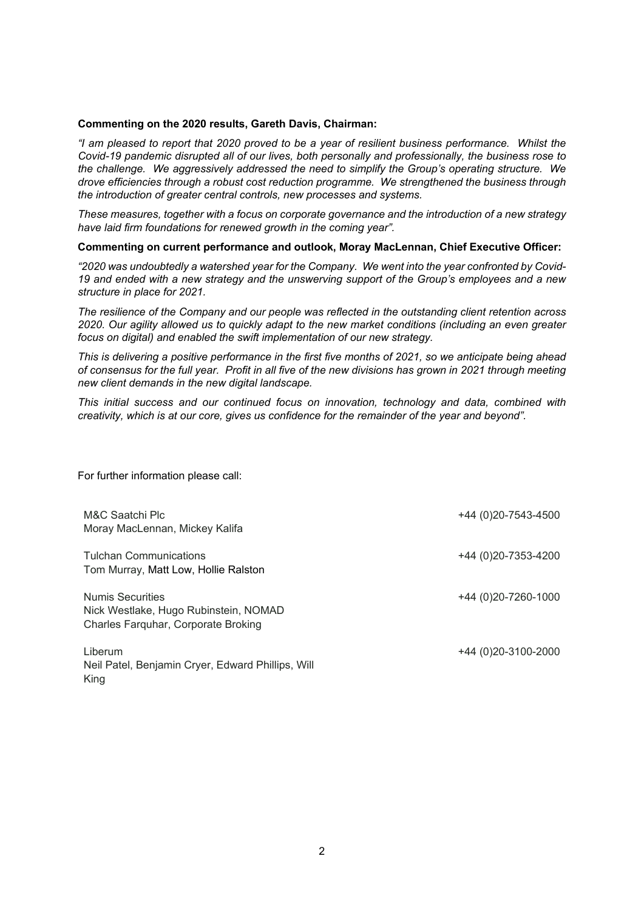**Commenting on the 2020 results, Gareth Davis, Chairman:**

*"I am pleased to report that 2020 proved to be a year of resilient business performance. Whilst the Covid-19 pandemic disrupted all of our lives, both personally and professionally, the business rose to the challenge. We aggressively addressed the need to simplify the Group's operating structure. We drove efficiencies through a robust cost reduction programme. We strengthened the business through the introduction of greater central controls, new processes and systems.*

*These measures, together with a focus on corporate governance and the introduction of a new strategy have laid firm foundations for renewed growth in the coming year".*

**Commenting on current performance and outlook, Moray MacLennan, Chief Executive Officer:**

*"2020 was undoubtedly a watershed year for the Company. We went into the year confronted by Covid-19 and ended with a new strategy and the unswerving support of the Group's employees and a new structure in place for 2021.*

*The resilience of the Company and our people was reflected in the outstanding client retention across 2020. Our agility allowed us to quickly adapt to the new market conditions (including an even greater focus on digital) and enabled the swift implementation of our new strategy.*

*This is delivering a positive performance in the first five months of 2021, so we anticipate being ahead of consensus for the full year. Profit in all five of the new divisions has grown in 2021 through meeting new client demands in the new digital landscape.*

*This initial success and our continued focus on innovation, technology and data, combined with creativity, which is at our core, gives us confidence for the remainder of the year and beyond".*

For further information please call:

| | |
|---|---|
| M&C Saatchi Plc<br>Moray MacLennan, Mickey Kalifa | +44 (0)20-7543-4500 |
| Tulchan Communications<br>Tom Murray, Matt Low, Hollie Ralston | +44 (0)20-7353-4200 |
| Numis Securities<br>Nick Westlake, Hugo Rubinstein, NOMAD<br>Charles Farquhar, Corporate Broking | +44 (0)20-7260-1000 |
| Liberum<br>Neil Patel, Benjamin Cryer, Edward Phillips, Will King | +44 (0)20-3100-2000 |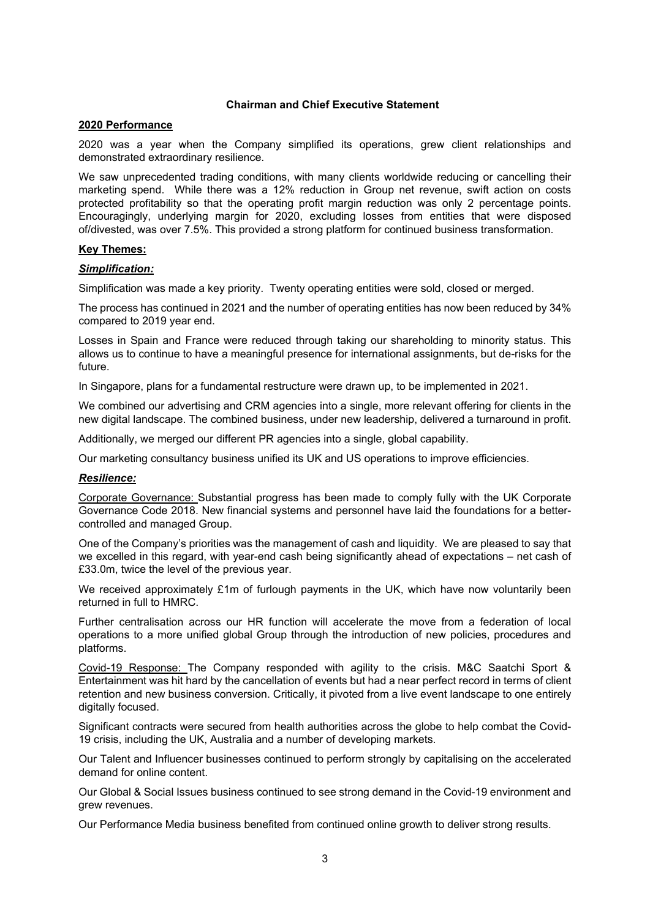## Chairman and Chief Executive Statement

**2020 Performance**

2020 was a year when the Company simplified its operations, grew client relationships and demonstrated extraordinary resilience.

We saw unprecedented trading conditions, with many clients worldwide reducing or cancelling their marketing spend. While there was a 12% reduction in Group net revenue, swift action on costs protected profitability so that the operating profit margin reduction was only 2 percentage points. Encouragingly, underlying margin for 2020, excluding losses from entities that were disposed of/divested, was over 7.5%. This provided a strong platform for continued business transformation.

**Key Themes:**

***Simplification:***

Simplification was made a key priority. Twenty operating entities were sold, closed or merged.

The process has continued in 2021 and the number of operating entities has now been reduced by 34% compared to 2019 year end.

Losses in Spain and France were reduced through taking our shareholding to minority status. This allows us to continue to have a meaningful presence for international assignments, but de-risks for the future.

In Singapore, plans for a fundamental restructure were drawn up, to be implemented in 2021.

We combined our advertising and CRM agencies into a single, more relevant offering for clients in the new digital landscape. The combined business, under new leadership, delivered a turnaround in profit.

Additionally, we merged our different PR agencies into a single, global capability.

Our marketing consultancy business unified its UK and US operations to improve efficiencies.

***Resilience:***

Corporate Governance: Substantial progress has been made to comply fully with the UK Corporate Governance Code 2018. New financial systems and personnel have laid the foundations for a better-controlled and managed Group.

One of the Company's priorities was the management of cash and liquidity. We are pleased to say that we excelled in this regard, with year-end cash being significantly ahead of expectations – net cash of £33.0m, twice the level of the previous year.

We received approximately £1m of furlough payments in the UK, which have now voluntarily been returned in full to HMRC.

Further centralisation across our HR function will accelerate the move from a federation of local operations to a more unified global Group through the introduction of new policies, procedures and platforms.

Covid-19 Response: The Company responded with agility to the crisis. M&C Saatchi Sport & Entertainment was hit hard by the cancellation of events but had a near perfect record in terms of client retention and new business conversion. Critically, it pivoted from a live event landscape to one entirely digitally focused.

Significant contracts were secured from health authorities across the globe to help combat the Covid-19 crisis, including the UK, Australia and a number of developing markets.

Our Talent and Influencer businesses continued to perform strongly by capitalising on the accelerated demand for online content.

Our Global & Social Issues business continued to see strong demand in the Covid-19 environment and grew revenues.

Our Performance Media business benefited from continued online growth to deliver strong results.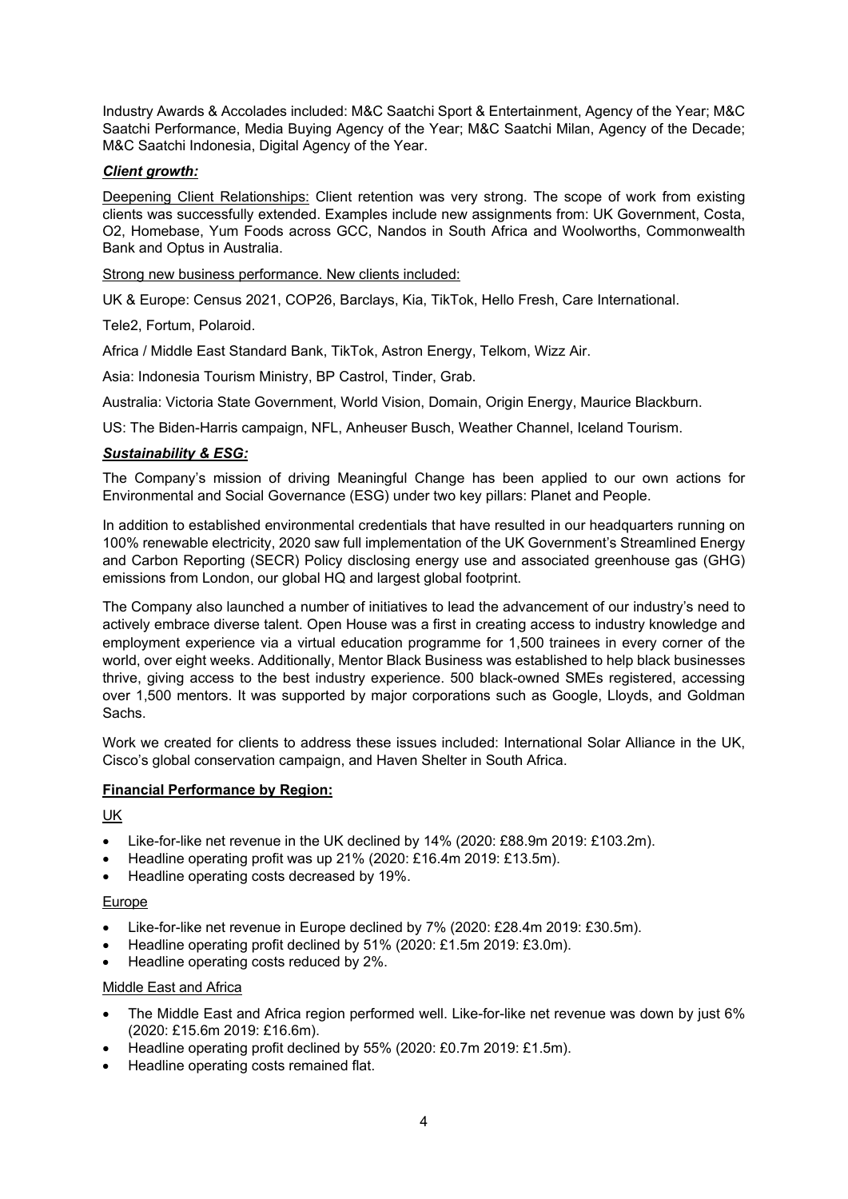Industry Awards & Accolades included: M&C Saatchi Sport & Entertainment, Agency of the Year; M&C Saatchi Performance, Media Buying Agency of the Year; M&C Saatchi Milan, Agency of the Decade; M&C Saatchi Indonesia, Digital Agency of the Year.

***Client growth:***

Deepening Client Relationships: Client retention was very strong. The scope of work from existing clients was successfully extended. Examples include new assignments from: UK Government, Costa, O2, Homebase, Yum Foods across GCC, Nandos in South Africa and Woolworths, Commonwealth Bank and Optus in Australia.

Strong new business performance. New clients included:

UK & Europe: Census 2021, COP26, Barclays, Kia, TikTok, Hello Fresh, Care International.

Tele2, Fortum, Polaroid.

Africa / Middle East Standard Bank, TikTok, Astron Energy, Telkom, Wizz Air.

Asia: Indonesia Tourism Ministry, BP Castrol, Tinder, Grab.

Australia: Victoria State Government, World Vision, Domain, Origin Energy, Maurice Blackburn.

US: The Biden-Harris campaign, NFL, Anheuser Busch, Weather Channel, Iceland Tourism.

***Sustainability & ESG:***

The Company's mission of driving Meaningful Change has been applied to our own actions for Environmental and Social Governance (ESG) under two key pillars: Planet and People.

In addition to established environmental credentials that have resulted in our headquarters running on 100% renewable electricity, 2020 saw full implementation of the UK Government's Streamlined Energy and Carbon Reporting (SECR) Policy disclosing energy use and associated greenhouse gas (GHG) emissions from London, our global HQ and largest global footprint.

The Company also launched a number of initiatives to lead the advancement of our industry's need to actively embrace diverse talent. Open House was a first in creating access to industry knowledge and employment experience via a virtual education programme for 1,500 trainees in every corner of the world, over eight weeks. Additionally, Mentor Black Business was established to help black businesses thrive, giving access to the best industry experience. 500 black-owned SMEs registered, accessing over 1,500 mentors. It was supported by major corporations such as Google, Lloyds, and Goldman Sachs.

Work we created for clients to address these issues included: International Solar Alliance in the UK, Cisco's global conservation campaign, and Haven Shelter in South Africa.

**Financial Performance by Region:**

UK

- Like-for-like net revenue in the UK declined by 14% (2020: £88.9m 2019: £103.2m).
- Headline operating profit was up 21% (2020: £16.4m 2019: £13.5m).
- Headline operating costs decreased by 19%.

Europe

- Like-for-like net revenue in Europe declined by 7% (2020: £28.4m 2019: £30.5m).
- Headline operating profit declined by 51% (2020: £1.5m 2019: £3.0m).
- Headline operating costs reduced by 2%.

Middle East and Africa

- The Middle East and Africa region performed well. Like-for-like net revenue was down by just 6% (2020: £15.6m 2019: £16.6m).
- Headline operating profit declined by 55% (2020: £0.7m 2019: £1.5m).
- Headline operating costs remained flat.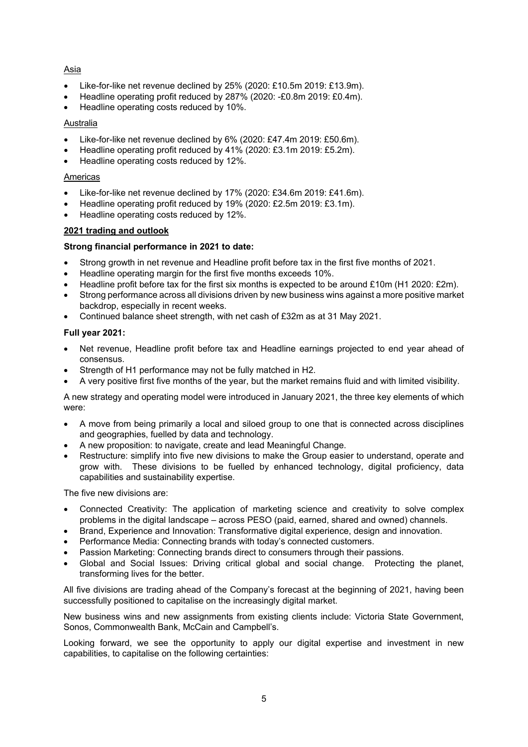Asia

- Like-for-like net revenue declined by 25% (2020: £10.5m 2019: £13.9m).
- Headline operating profit reduced by 287% (2020: -£0.8m 2019: £0.4m).
- Headline operating costs reduced by 10%.

Australia

- Like-for-like net revenue declined by 6% (2020: £47.4m 2019: £50.6m).
- Headline operating profit reduced by 41% (2020: £3.1m 2019: £5.2m).
- Headline operating costs reduced by 12%.

Americas

- Like-for-like net revenue declined by 17% (2020: £34.6m 2019: £41.6m).
- Headline operating profit reduced by 19% (2020: £2.5m 2019: £3.1m).
- Headline operating costs reduced by 12%.

## 2021 trading and outlook

**Strong financial performance in 2021 to date:**

- Strong growth in net revenue and Headline profit before tax in the first five months of 2021.
- Headline operating margin for the first five months exceeds 10%.
- Headline profit before tax for the first six months is expected to be around £10m (H1 2020: £2m).
- Strong performance across all divisions driven by new business wins against a more positive market backdrop, especially in recent weeks.
- Continued balance sheet strength, with net cash of £32m as at 31 May 2021.

**Full year 2021:**

- Net revenue, Headline profit before tax and Headline earnings projected to end year ahead of consensus.
- Strength of H1 performance may not be fully matched in H2.
- A very positive first five months of the year, but the market remains fluid and with limited visibility.

A new strategy and operating model were introduced in January 2021, the three key elements of which were:

- A move from being primarily a local and siloed group to one that is connected across disciplines and geographies, fuelled by data and technology.
- A new proposition: to navigate, create and lead Meaningful Change.
- Restructure: simplify into five new divisions to make the Group easier to understand, operate and grow with. These divisions to be fuelled by enhanced technology, digital proficiency, data capabilities and sustainability expertise.

The five new divisions are:

- Connected Creativity: The application of marketing science and creativity to solve complex problems in the digital landscape – across PESO (paid, earned, shared and owned) channels.
- Brand, Experience and Innovation: Transformative digital experience, design and innovation.
- Performance Media: Connecting brands with today's connected customers.
- Passion Marketing: Connecting brands direct to consumers through their passions.
- Global and Social Issues: Driving critical global and social change. Protecting the planet, transforming lives for the better.

All five divisions are trading ahead of the Company's forecast at the beginning of 2021, having been successfully positioned to capitalise on the increasingly digital market.

New business wins and new assignments from existing clients include: Victoria State Government, Sonos, Commonwealth Bank, McCain and Campbell's.

Looking forward, we see the opportunity to apply our digital expertise and investment in new capabilities, to capitalise on the following certainties: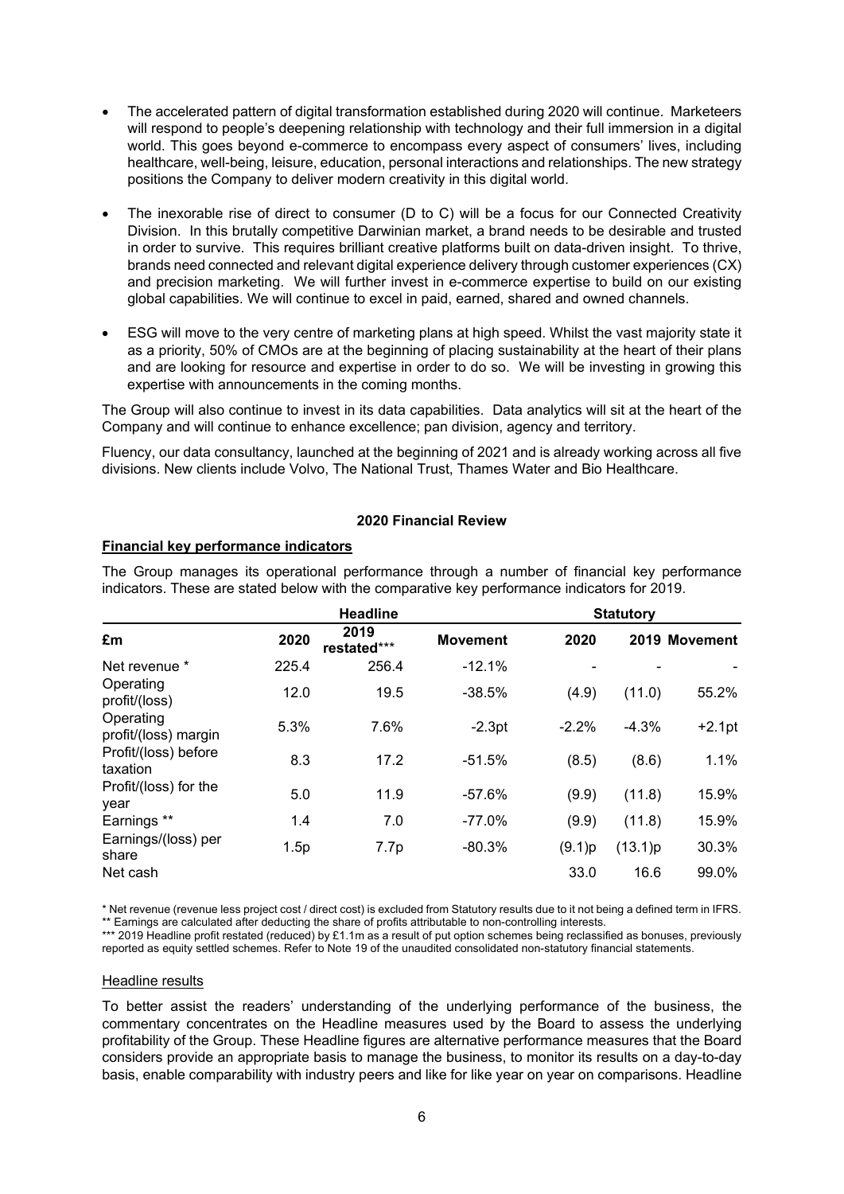- The accelerated pattern of digital transformation established during 2020 will continue. Marketeers will respond to people's deepening relationship with technology and their full immersion in a digital world. This goes beyond e-commerce to encompass every aspect of consumers' lives, including healthcare, well-being, leisure, education, personal interactions and relationships. The new strategy positions the Company to deliver modern creativity in this digital world.

- The inexorable rise of direct to consumer (D to C) will be a focus for our Connected Creativity Division. In this brutally competitive Darwinian market, a brand needs to be desirable and trusted in order to survive. This requires brilliant creative platforms built on data-driven insight. To thrive, brands need connected and relevant digital experience delivery through customer experiences (CX) and precision marketing. We will further invest in e-commerce expertise to build on our existing global capabilities. We will continue to excel in paid, earned, shared and owned channels.

- ESG will move to the very centre of marketing plans at high speed. Whilst the vast majority state it as a priority, 50% of CMOs are at the beginning of placing sustainability at the heart of their plans and are looking for resource and expertise in order to do so. We will be investing in growing this expertise with announcements in the coming months.

The Group will also continue to invest in its data capabilities. Data analytics will sit at the heart of the Company and will continue to enhance excellence; pan division, agency and territory.

Fluency, our data consultancy, launched at the beginning of 2021 and is already working across all five divisions. New clients include Volvo, The National Trust, Thames Water and Bio Healthcare.

## 2020 Financial Review

**Financial key performance indicators**

The Group manages its operational performance through a number of financial key performance indicators. These are stated below with the comparative key performance indicators for 2019.

| | Headline | | | Statutory | | |
|---|---|---|---|---|---|---|
| £m | 2020 | 2019 restated*** | Movement | 2020 | 2019 | Movement |
| Net revenue * | 225.4 | 256.4 | -12.1% | - | - | - |
| Operating profit/(loss) | 12.0 | 19.5 | -38.5% | (4.9) | (11.0) | 55.2% |
| Operating profit/(loss) margin | 5.3% | 7.6% | -2.3pt | -2.2% | -4.3% | +2.1pt |
| Profit/(loss) before taxation | 8.3 | 17.2 | -51.5% | (8.5) | (8.6) | 1.1% |
| Profit/(loss) for the year | 5.0 | 11.9 | -57.6% | (9.9) | (11.8) | 15.9% |
| Earnings ** | 1.4 | 7.0 | -77.0% | (9.9) | (11.8) | 15.9% |
| Earnings/(loss) per share | 1.5p | 7.7p | -80.3% | (9.1)p | (13.1)p | 30.3% |
| Net cash | | | | 33.0 | 16.6 | 99.0% |

* Net revenue (revenue less project cost / direct cost) is excluded from Statutory results due to it not being a defined term in IFRS.
** Earnings are calculated after deducting the share of profits attributable to non-controlling interests.
*** 2019 Headline profit restated (reduced) by £1.1m as a result of put option schemes being reclassified as bonuses, previously reported as equity settled schemes. Refer to Note 19 of the unaudited consolidated non-statutory financial statements.

Headline results

To better assist the readers' understanding of the underlying performance of the business, the commentary concentrates on the Headline measures used by the Board to assess the underlying profitability of the Group. These Headline figures are alternative performance measures that the Board considers provide an appropriate basis to manage the business, to monitor its results on a day-to-day basis, enable comparability with industry peers and like for like year on year on comparisons. Headline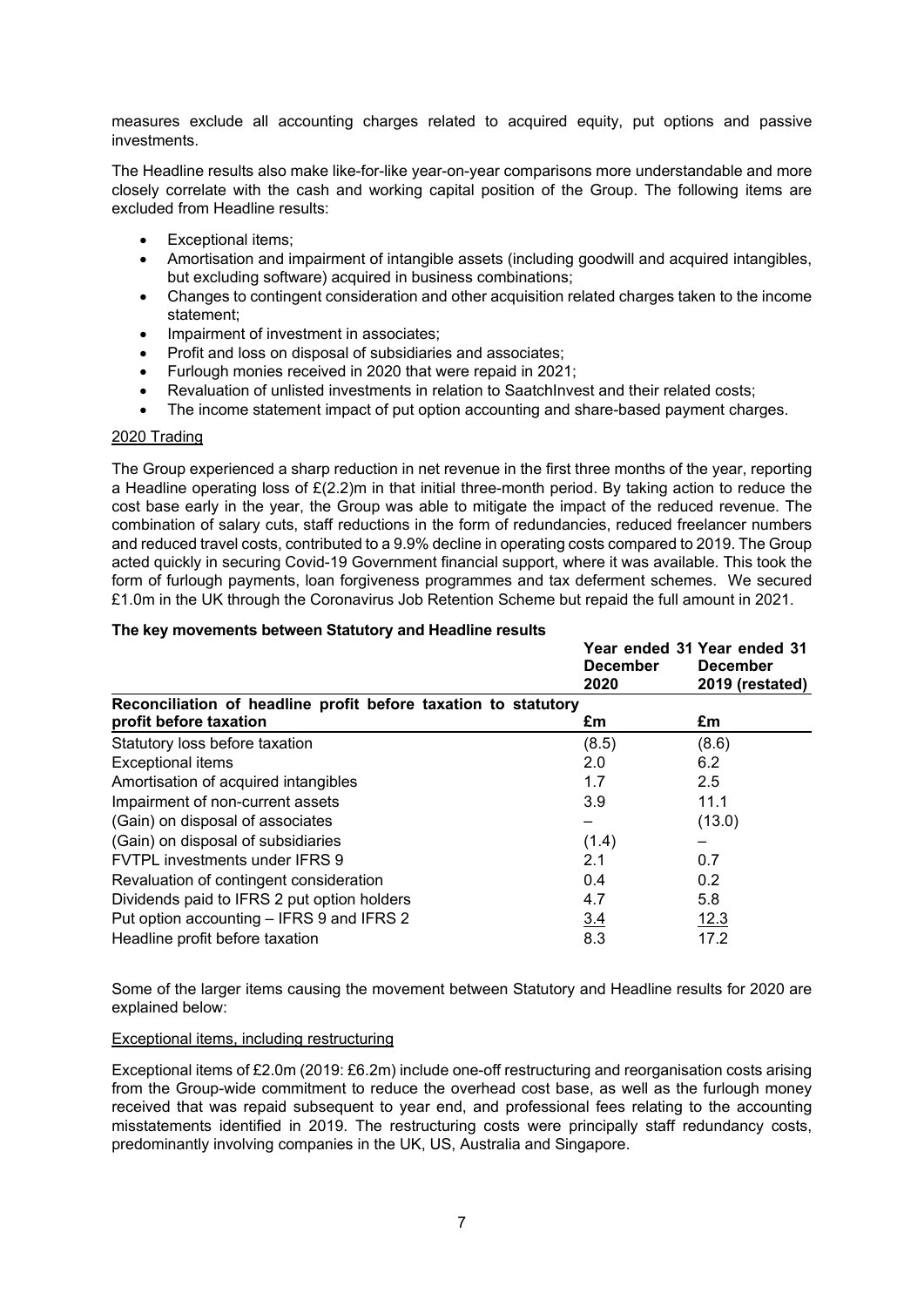measures exclude all accounting charges related to acquired equity, put options and passive investments.

The Headline results also make like-for-like year-on-year comparisons more understandable and more closely correlate with the cash and working capital position of the Group. The following items are excluded from Headline results:

- Exceptional items;
- Amortisation and impairment of intangible assets (including goodwill and acquired intangibles, but excluding software) acquired in business combinations;
- Changes to contingent consideration and other acquisition related charges taken to the income statement;
- Impairment of investment in associates;
- Profit and loss on disposal of subsidiaries and associates;
- Furlough monies received in 2020 that were repaid in 2021;
- Revaluation of unlisted investments in relation to SaatchInvest and their related costs;
- The income statement impact of put option accounting and share-based payment charges.

2020 Trading

The Group experienced a sharp reduction in net revenue in the first three months of the year, reporting a Headline operating loss of £(2.2)m in that initial three-month period. By taking action to reduce the cost base early in the year, the Group was able to mitigate the impact of the reduced revenue. The combination of salary cuts, staff reductions in the form of redundancies, reduced freelancer numbers and reduced travel costs, contributed to a 9.9% decline in operating costs compared to 2019. The Group acted quickly in securing Covid-19 Government financial support, where it was available. This took the form of furlough payments, loan forgiveness programmes and tax deferment schemes. We secured £1.0m in the UK through the Coronavirus Job Retention Scheme but repaid the full amount in 2021.

**The key movements between Statutory and Headline results**

| | Year ended 31 December 2020 | Year ended 31 December 2019 (restated) |
|---|---|---|
| **Reconciliation of headline profit before taxation to statutory profit before taxation** | **£m** | **£m** |
| Statutory loss before taxation | (8.5) | (8.6) |
| Exceptional items | 2.0 | 6.2 |
| Amortisation of acquired intangibles | 1.7 | 2.5 |
| Impairment of non-current assets | 3.9 | 11.1 |
| (Gain) on disposal of associates | – | (13.0) |
| (Gain) on disposal of subsidiaries | (1.4) | – |
| FVTPL investments under IFRS 9 | 2.1 | 0.7 |
| Revaluation of contingent consideration | 0.4 | 0.2 |
| Dividends paid to IFRS 2 put option holders | 4.7 | 5.8 |
| Put option accounting – IFRS 9 and IFRS 2 | 3.4 | 12.3 |
| Headline profit before taxation | 8.3 | 17.2 |

Some of the larger items causing the movement between Statutory and Headline results for 2020 are explained below:

Exceptional items, including restructuring

Exceptional items of £2.0m (2019: £6.2m) include one-off restructuring and reorganisation costs arising from the Group-wide commitment to reduce the overhead cost base, as well as the furlough money received that was repaid subsequent to year end, and professional fees relating to the accounting misstatements identified in 2019. The restructuring costs were principally staff redundancy costs, predominantly involving companies in the UK, US, Australia and Singapore.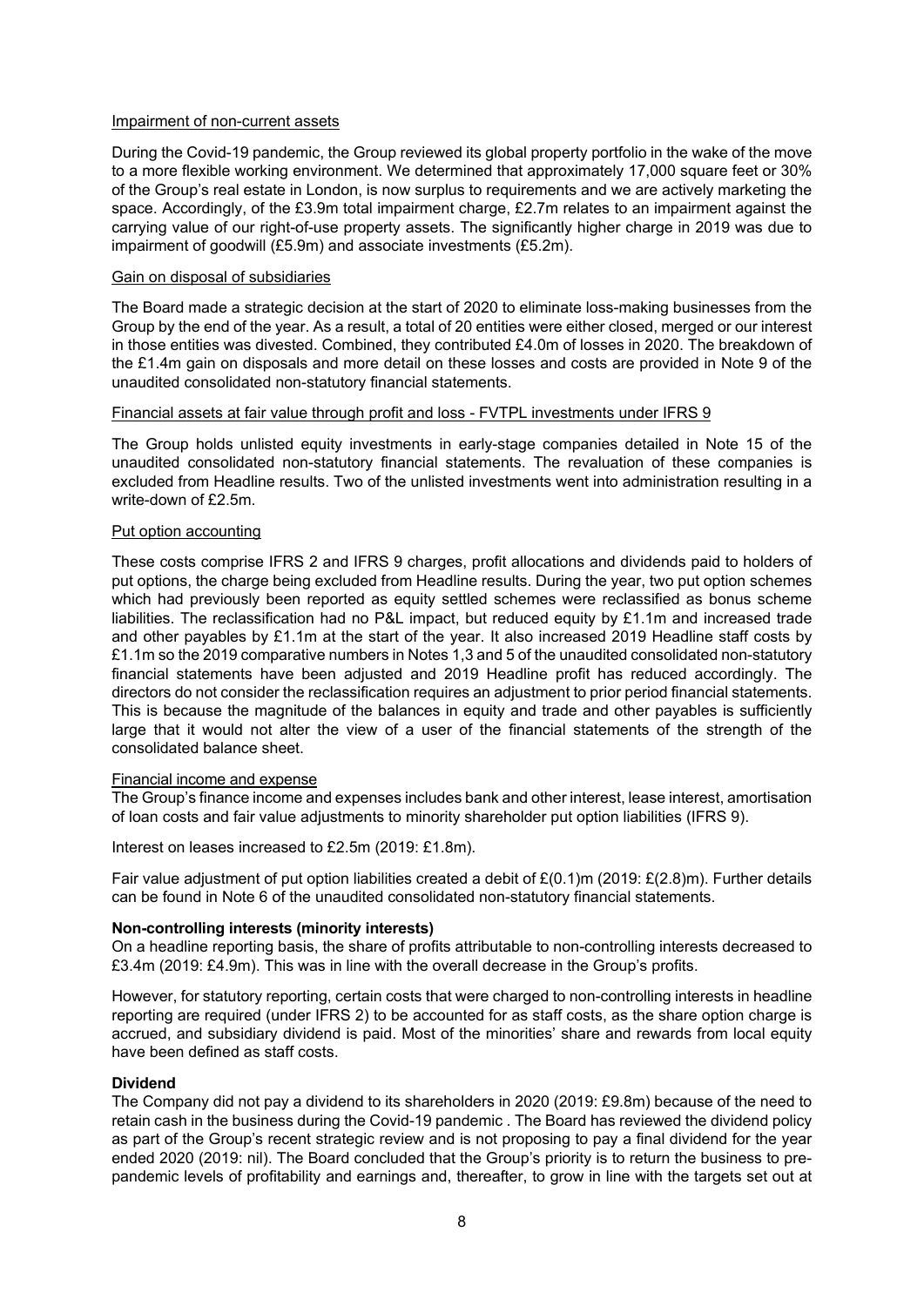Impairment of non-current assets

During the Covid-19 pandemic, the Group reviewed its global property portfolio in the wake of the move to a more flexible working environment. We determined that approximately 17,000 square feet or 30% of the Group's real estate in London, is now surplus to requirements and we are actively marketing the space. Accordingly, of the £3.9m total impairment charge, £2.7m relates to an impairment against the carrying value of our right-of-use property assets. The significantly higher charge in 2019 was due to impairment of goodwill (£5.9m) and associate investments (£5.2m).

Gain on disposal of subsidiaries

The Board made a strategic decision at the start of 2020 to eliminate loss-making businesses from the Group by the end of the year. As a result, a total of 20 entities were either closed, merged or our interest in those entities was divested. Combined, they contributed £4.0m of losses in 2020. The breakdown of the £1.4m gain on disposals and more detail on these losses and costs are provided in Note 9 of the unaudited consolidated non-statutory financial statements.

Financial assets at fair value through profit and loss - FVTPL investments under IFRS 9

The Group holds unlisted equity investments in early-stage companies detailed in Note 15 of the unaudited consolidated non-statutory financial statements. The revaluation of these companies is excluded from Headline results. Two of the unlisted investments went into administration resulting in a write-down of £2.5m.

Put option accounting

These costs comprise IFRS 2 and IFRS 9 charges, profit allocations and dividends paid to holders of put options, the charge being excluded from Headline results. During the year, two put option schemes which had previously been reported as equity settled schemes were reclassified as bonus scheme liabilities. The reclassification had no P&L impact, but reduced equity by £1.1m and increased trade and other payables by £1.1m at the start of the year. It also increased 2019 Headline staff costs by £1.1m so the 2019 comparative numbers in Notes 1,3 and 5 of the unaudited consolidated non-statutory financial statements have been adjusted and 2019 Headline profit has reduced accordingly. The directors do not consider the reclassification requires an adjustment to prior period financial statements. This is because the magnitude of the balances in equity and trade and other payables is sufficiently large that it would not alter the view of a user of the financial statements of the strength of the consolidated balance sheet.

Financial income and expense

The Group's finance income and expenses includes bank and other interest, lease interest, amortisation of loan costs and fair value adjustments to minority shareholder put option liabilities (IFRS 9).

Interest on leases increased to £2.5m (2019: £1.8m).

Fair value adjustment of put option liabilities created a debit of £(0.1)m (2019: £(2.8)m). Further details can be found in Note 6 of the unaudited consolidated non-statutory financial statements.

**Non-controlling interests (minority interests)**

On a headline reporting basis, the share of profits attributable to non-controlling interests decreased to £3.4m (2019: £4.9m). This was in line with the overall decrease in the Group's profits.

However, for statutory reporting, certain costs that were charged to non-controlling interests in headline reporting are required (under IFRS 2) to be accounted for as staff costs, as the share option charge is accrued, and subsidiary dividend is paid. Most of the minorities' share and rewards from local equity have been defined as staff costs.

**Dividend**

The Company did not pay a dividend to its shareholders in 2020 (2019: £9.8m) because of the need to retain cash in the business during the Covid-19 pandemic . The Board has reviewed the dividend policy as part of the Group's recent strategic review and is not proposing to pay a final dividend for the year ended 2020 (2019: nil). The Board concluded that the Group's priority is to return the business to pre-pandemic levels of profitability and earnings and, thereafter, to grow in line with the targets set out at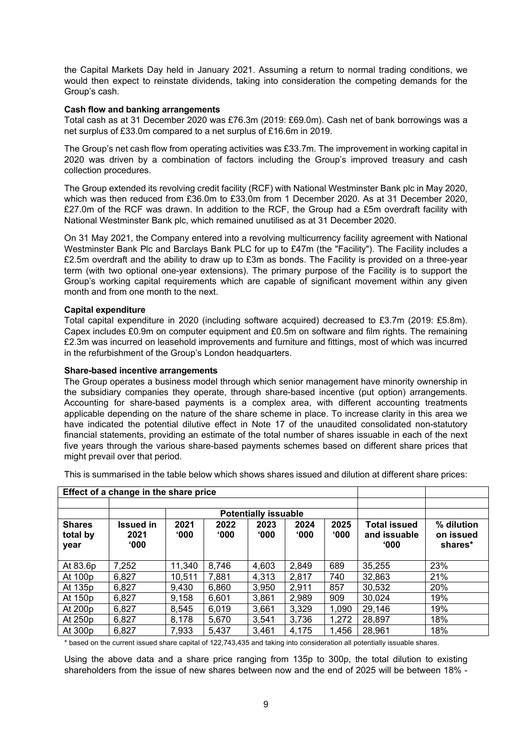the Capital Markets Day held in January 2021. Assuming a return to normal trading conditions, we would then expect to reinstate dividends, taking into consideration the competing demands for the Group's cash.

**Cash flow and banking arrangements**

Total cash as at 31 December 2020 was £76.3m (2019: £69.0m). Cash net of bank borrowings was a net surplus of £33.0m compared to a net surplus of £16.6m in 2019.

The Group's net cash flow from operating activities was £33.7m. The improvement in working capital in 2020 was driven by a combination of factors including the Group's improved treasury and cash collection procedures.

The Group extended its revolving credit facility (RCF) with National Westminster Bank plc in May 2020, which was then reduced from £36.0m to £33.0m from 1 December 2020. As at 31 December 2020, £27.0m of the RCF was drawn. In addition to the RCF, the Group had a £5m overdraft facility with National Westminster Bank plc, which remained unutilised as at 31 December 2020.

On 31 May 2021, the Company entered into a revolving multicurrency facility agreement with National Westminster Bank Plc and Barclays Bank PLC for up to £47m (the "Facility"). The Facility includes a £2.5m overdraft and the ability to draw up to £3m as bonds. The Facility is provided on a three-year term (with two optional one-year extensions). The primary purpose of the Facility is to support the Group's working capital requirements which are capable of significant movement within any given month and from one month to the next.

**Capital expenditure**

Total capital expenditure in 2020 (including software acquired) decreased to £3.7m (2019: £5.8m). Capex includes £0.9m on computer equipment and £0.5m on software and film rights. The remaining £2.3m was incurred on leasehold improvements and furniture and fittings, most of which was incurred in the refurbishment of the Group's London headquarters.

**Share-based incentive arrangements**

The Group operates a business model through which senior management have minority ownership in the subsidiary companies they operate, through share-based incentive (put option) arrangements. Accounting for share-based payments is a complex area, with different accounting treatments applicable depending on the nature of the share scheme in place. To increase clarity in this area we have indicated the potential dilutive effect in Note 17 of the unaudited consolidated non-statutory financial statements, providing an estimate of the total number of shares issuable in each of the next five years through the various share-based payments schemes based on different share prices that might prevail over that period.

This is summarised in the table below which shows shares issued and dilution at different share prices:

| Effect of a change in the share price | | | | | | | | |
|---|---|---|---|---|---|---|---|---|
| | | Potentially issuable | | | | | | |
| Shares total by year | Issued in 2021 '000 | 2021 '000 | 2022 '000 | 2023 '000 | 2024 '000 | 2025 '000 | Total issued and issuable '000 | % dilution on issued shares* |
| At 83.6p | 7,252 | 11,340 | 8,746 | 4,603 | 2,849 | 689 | 35,255 | 23% |
| At 100p | 6,827 | 10,511 | 7,881 | 4,313 | 2,817 | 740 | 32,863 | 21% |
| At 135p | 6,827 | 9,430 | 6,860 | 3,950 | 2,911 | 857 | 30,532 | 20% |
| At 150p | 6,827 | 9,158 | 6,601 | 3,861 | 2,989 | 909 | 30,024 | 19% |
| At 200p | 6,827 | 8,545 | 6,019 | 3,661 | 3,329 | 1,090 | 29,146 | 19% |
| At 250p | 6,827 | 8,178 | 5,670 | 3,541 | 3,736 | 1,272 | 28,897 | 18% |
| At 300p | 6,827 | 7,933 | 5,437 | 3,461 | 4,175 | 1,456 | 28,961 | 18% |

* based on the current issued share capital of 122,743,435 and taking into consideration all potentially issuable shares.

Using the above data and a share price ranging from 135p to 300p, the total dilution to existing shareholders from the issue of new shares between now and the end of 2025 will be between 18% -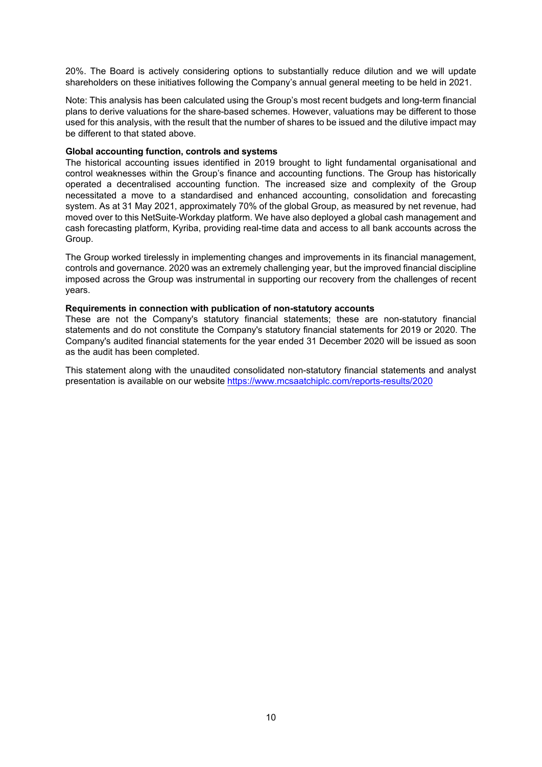20%. The Board is actively considering options to substantially reduce dilution and we will update shareholders on these initiatives following the Company's annual general meeting to be held in 2021.

Note: This analysis has been calculated using the Group's most recent budgets and long-term financial plans to derive valuations for the share-based schemes. However, valuations may be different to those used for this analysis, with the result that the number of shares to be issued and the dilutive impact may be different to that stated above.

**Global accounting function, controls and systems**

The historical accounting issues identified in 2019 brought to light fundamental organisational and control weaknesses within the Group's finance and accounting functions. The Group has historically operated a decentralised accounting function. The increased size and complexity of the Group necessitated a move to a standardised and enhanced accounting, consolidation and forecasting system. As at 31 May 2021, approximately 70% of the global Group, as measured by net revenue, had moved over to this NetSuite-Workday platform. We have also deployed a global cash management and cash forecasting platform, Kyriba, providing real-time data and access to all bank accounts across the Group.

The Group worked tirelessly in implementing changes and improvements in its financial management, controls and governance. 2020 was an extremely challenging year, but the improved financial discipline imposed across the Group was instrumental in supporting our recovery from the challenges of recent years.

**Requirements in connection with publication of non-statutory accounts**

These are not the Company's statutory financial statements; these are non-statutory financial statements and do not constitute the Company's statutory financial statements for 2019 or 2020. The Company's audited financial statements for the year ended 31 December 2020 will be issued as soon as the audit has been completed.

This statement along with the unaudited consolidated non-statutory financial statements and analyst presentation is available on our website https://www.mcsaatchiplc.com/reports-results/2020